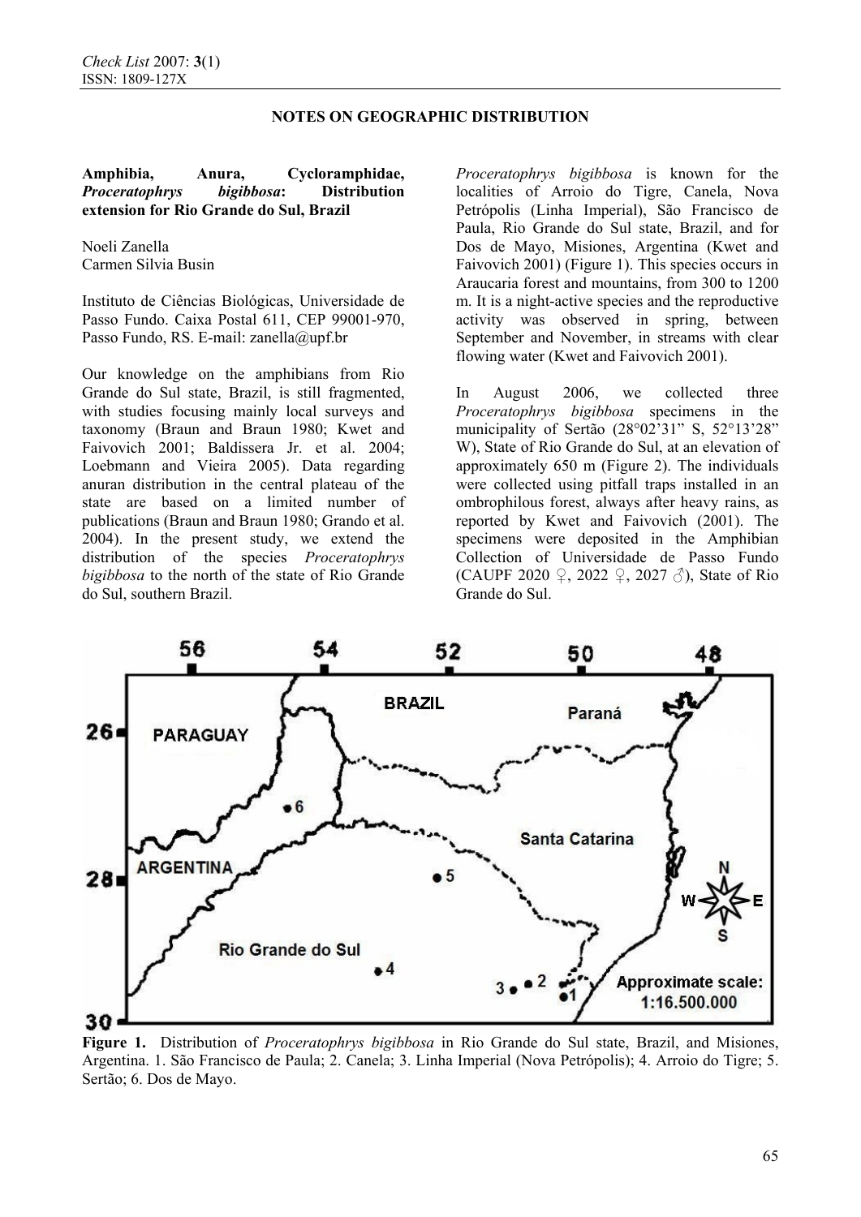## NOTES ON GEOGRAPHIC DISTRIBUTION

**Amphibia, Anura, Cycloramphidae, *Proceratophrys bigibbosa*: Distribution extension for Rio Grande do Sul, Brazil**

Noeli Zanella
Carmen Silvia Busin

Instituto de Ciências Biológicas, Universidade de Passo Fundo. Caixa Postal 611, CEP 99001-970, Passo Fundo, RS. E-mail: zanella@upf.br

Our knowledge on the amphibians from Rio Grande do Sul state, Brazil, is still fragmented, with studies focusing mainly local surveys and taxonomy (Braun and Braun 1980; Kwet and Faivovich 2001; Baldissera Jr. et al. 2004; Loebmann and Vieira 2005). Data regarding anuran distribution in the central plateau of the state are based on a limited number of publications (Braun and Braun 1980; Grando et al. 2004). In the present study, we extend the distribution of the species *Proceratophrys bigibbosa* to the north of the state of Rio Grande do Sul, southern Brazil.

*Proceratophrys bigibbosa* is known for the localities of Arroio do Tigre, Canela, Nova Petrópolis (Linha Imperial), São Francisco de Paula, Rio Grande do Sul state, Brazil, and for Dos de Mayo, Misiones, Argentina (Kwet and Faivovich 2001) (Figure 1). This species occurs in Araucaria forest and mountains, from 300 to 1200 m. It is a night-active species and the reproductive activity was observed in spring, between September and November, in streams with clear flowing water (Kwet and Faivovich 2001).

In August 2006, we collected three *Proceratophrys bigibbosa* specimens in the municipality of Sertão (28°02'31" S, 52°13'28" W), State of Rio Grande do Sul, at an elevation of approximately 650 m (Figure 2). The individuals were collected using pitfall traps installed in an ombrophilous forest, always after heavy rains, as reported by Kwet and Faivovich (2001). The specimens were deposited in the Amphibian Collection of Universidade de Passo Fundo (CAUPF 2020 ♀, 2022 ♀, 2027 ♂), State of Rio Grande do Sul.

**Figure 1.** Distribution of *Proceratophrys bigibbosa* in Rio Grande do Sul state, Brazil, and Misiones, Argentina. 1. São Francisco de Paula; 2. Canela; 3. Linha Imperial (Nova Petrópolis); 4. Arroio do Tigre; 5. Sertão; 6. Dos de Mayo.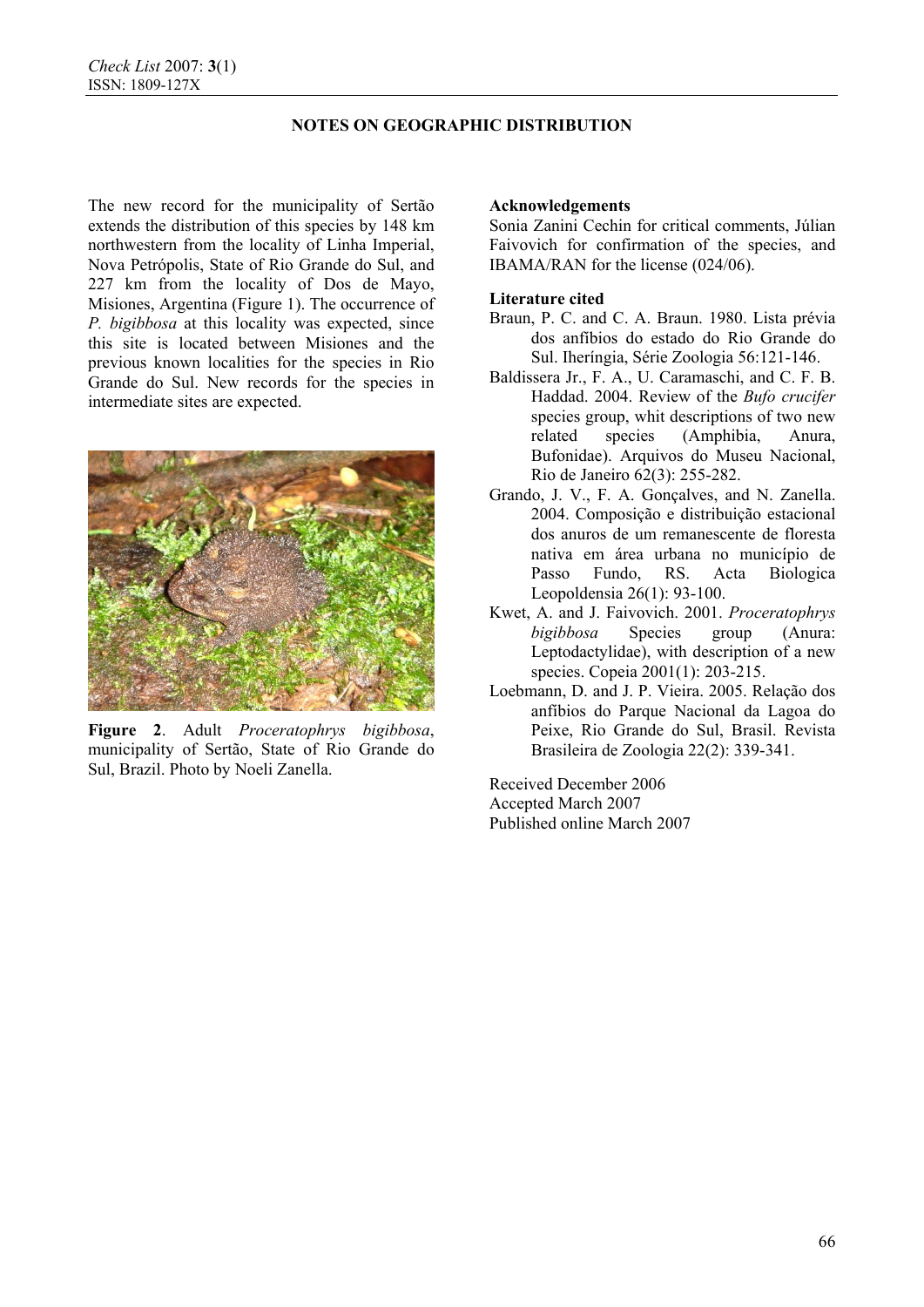The new record for the municipality of Sertão extends the distribution of this species by 148 km northwestern from the locality of Linha Imperial, Nova Petrópolis, State of Rio Grande do Sul, and 227 km from the locality of Dos de Mayo, Misiones, Argentina (Figure 1). The occurrence of *P. bigibbosa* at this locality was expected, since this site is located between Misiones and the previous known localities for the species in Rio Grande do Sul. New records for the species in intermediate sites are expected.

**Figure 2**. Adult *Proceratophrys bigibbosa*, municipality of Sertão, State of Rio Grande do Sul, Brazil. Photo by Noeli Zanella.

## Acknowledgements

Sonia Zanini Cechin for critical comments, Júlian Faivovich for confirmation of the species, and IBAMA/RAN for the license (024/06).

## Literature cited

Braun, P. C. and C. A. Braun. 1980. Lista prévia dos anfíbios do estado do Rio Grande do Sul. Iheríngia, Série Zoologia 56:121-146.

Baldissera Jr., F. A., U. Caramaschi, and C. F. B. Haddad. 2004. Review of the *Bufo crucifer* species group, whit descriptions of two new related species (Amphibia, Anura, Bufonidae). Arquivos do Museu Nacional, Rio de Janeiro 62(3): 255-282.

Grando, J. V., F. A. Gonçalves, and N. Zanella. 2004. Composição e distribuição estacional dos anuros de um remanescente de floresta nativa em área urbana no município de Passo Fundo, RS. Acta Biologica Leopoldensia 26(1): 93-100.

Kwet, A. and J. Faivovich. 2001. *Proceratophrys bigibbosa* Species group (Anura: Leptodactylidae), with description of a new species. Copeia 2001(1): 203-215.

Loebmann, D. and J. P. Vieira. 2005. Relação dos anfíbios do Parque Nacional da Lagoa do Peixe, Rio Grande do Sul, Brasil. Revista Brasileira de Zoologia 22(2): 339-341.

Received December 2006
Accepted March 2007
Published online March 2007